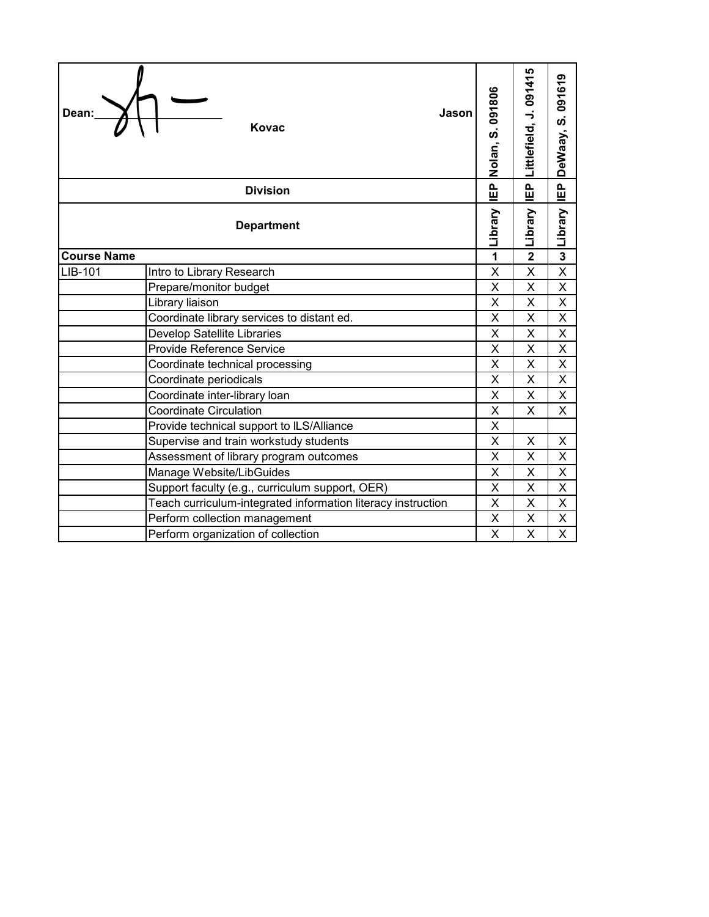| Dean: Jason Kovac | | Nolan, S. 091806 | Littlefield, J. 091415 | DeWaay, S. 091619 |
|---|---|---|---|---|
| Division | | IEP | IEP | IEP |
| Department | | Library | Library | Library |
| **Course Name** | | **1** | **2** | **3** |
| LIB-101 | Intro to Library Research | X | X | X |
| | Prepare/monitor budget | X | X | X |
| | Library liaison | X | X | X |
| | Coordinate library services to distant ed. | X | X | X |
| | Develop Satellite Libraries | X | X | X |
| | Provide Reference Service | X | X | X |
| | Coordinate technical processing | X | X | X |
| | Coordinate periodicals | X | X | X |
| | Coordinate inter-library loan | X | X | X |
| | Coordinate Circulation | X | X | X |
| | Provide technical support to ILS/Alliance | X | | |
| | Supervise and train workstudy students | X | X | X |
| | Assessment of library program outcomes | X | X | X |
| | Manage Website/LibGuides | X | X | X |
| | Support faculty (e.g., curriculum support, OER) | X | X | X |
| | Teach curriculum-integrated information literacy instruction | X | X | X |
| | Perform collection management | X | X | X |
| | Perform organization of collection | X | X | X |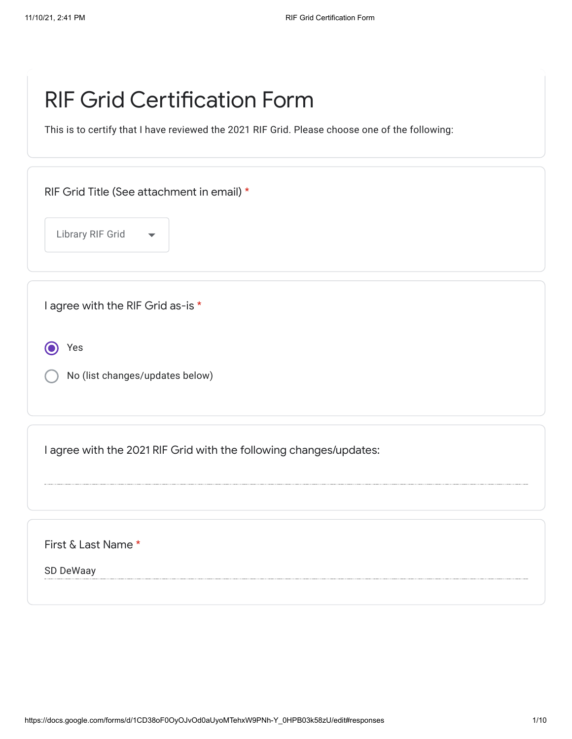# RIF Grid Certification Form

This is to certify that I have reviewed the 2021 RIF Grid. Please choose one of the following:

RIF Grid Title (See attachment in email) *

Library RIF Grid

I agree with the RIF Grid as-is *

- (●) Yes
- ( ) No (list changes/updates below)

I agree with the 2021 RIF Grid with the following changes/updates:

First & Last Name *

SD DeWaay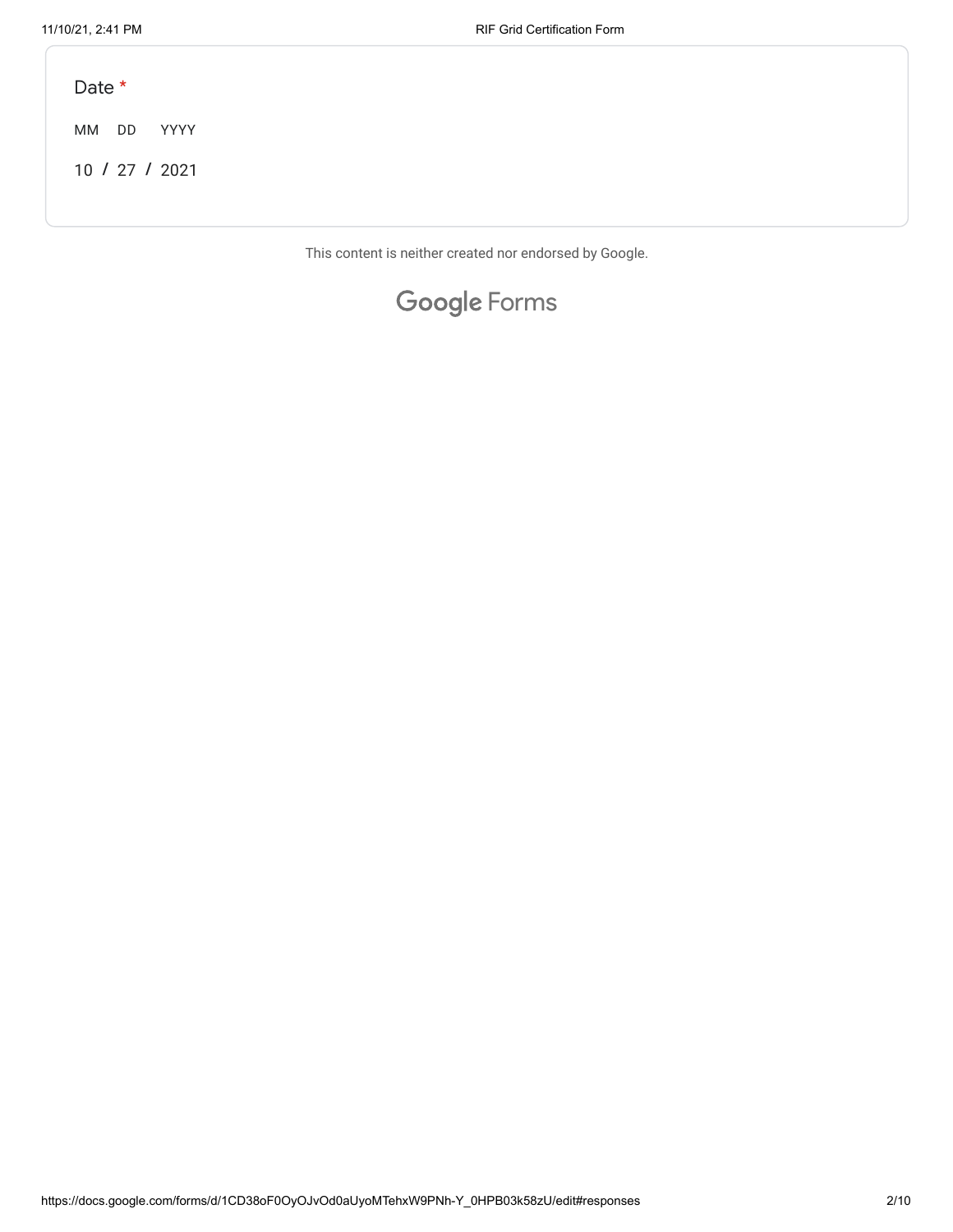Date *

MM DD YYYY

10 / 27 / 2021

This content is neither created nor endorsed by Google.

Google Forms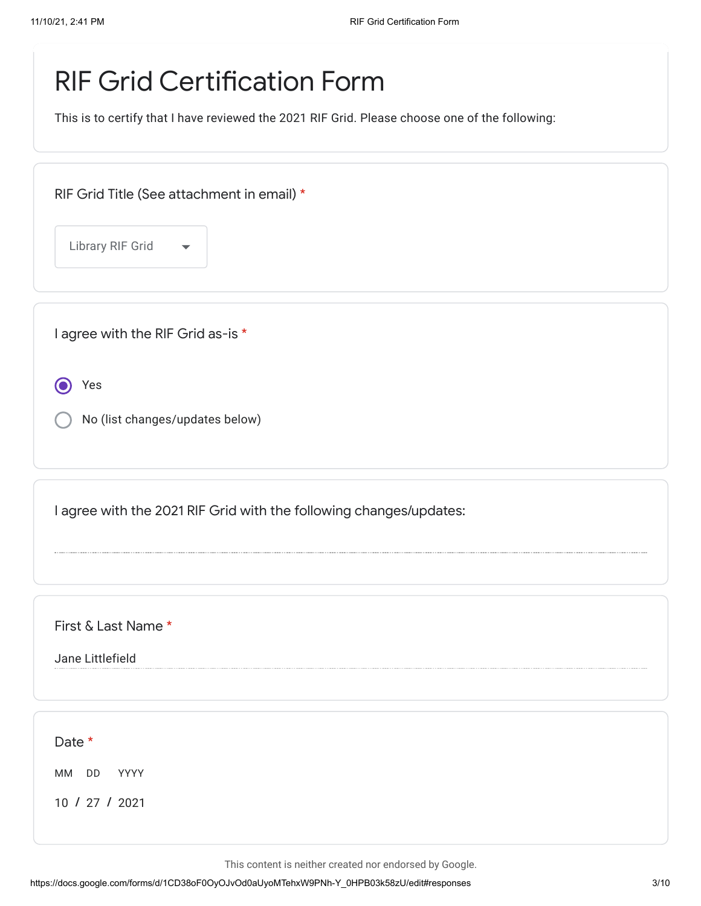# RIF Grid Certification Form

This is to certify that I have reviewed the 2021 RIF Grid. Please choose one of the following:

RIF Grid Title (See attachment in email) *

Library RIF Grid

I agree with the RIF Grid as-is *

- (x) Yes
- ( ) No (list changes/updates below)

I agree with the 2021 RIF Grid with the following changes/updates:

First & Last Name *

Jane Littlefield

Date *

MM DD YYYY

10 / 27 / 2021

This content is neither created nor endorsed by Google.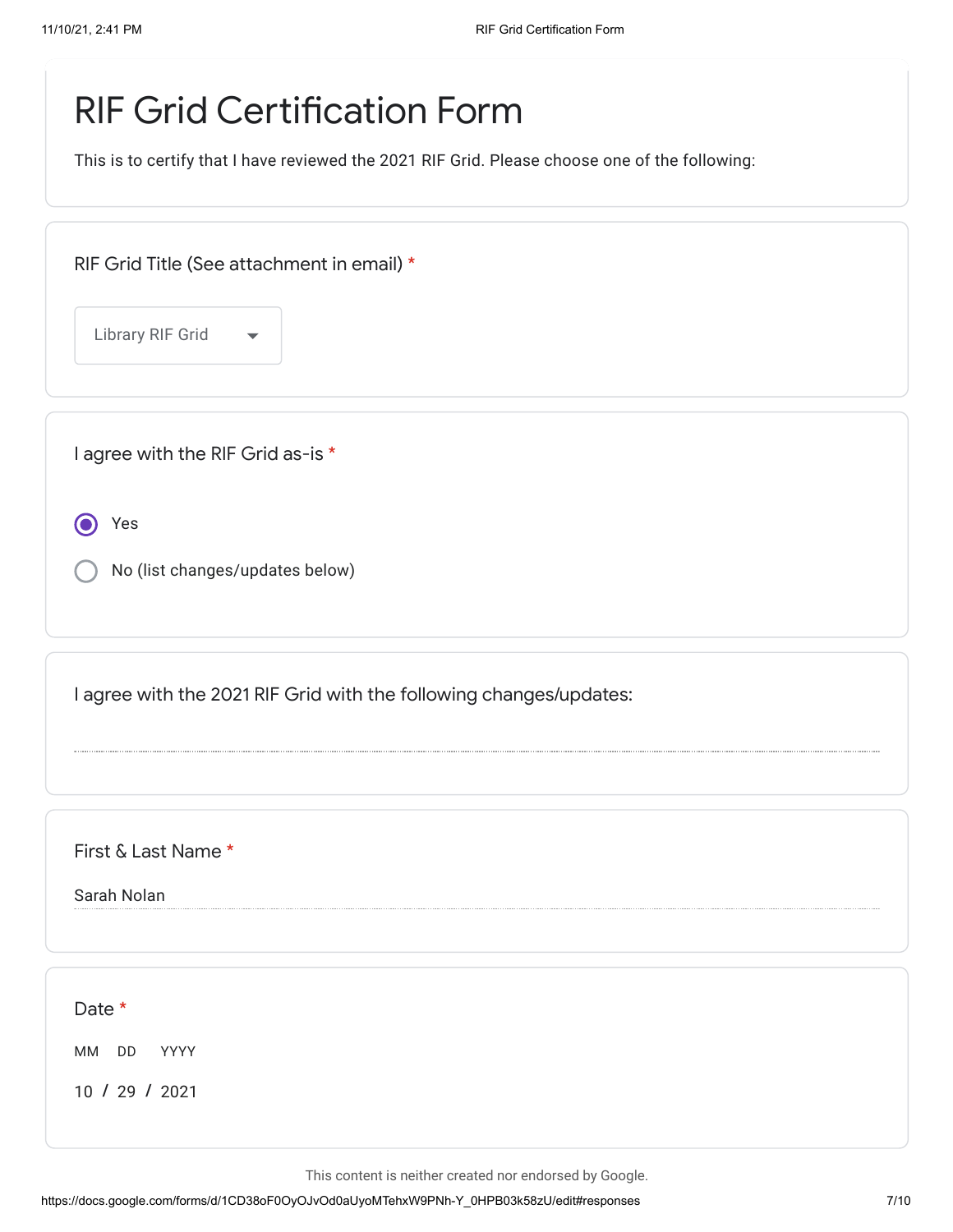# RIF Grid Certification Form

This is to certify that I have reviewed the 2021 RIF Grid. Please choose one of the following:

RIF Grid Title (See attachment in email) *

Library RIF Grid

I agree with the RIF Grid as-is *

- (●) Yes
- ( ) No (list changes/updates below)

I agree with the 2021 RIF Grid with the following changes/updates:

First & Last Name *

Sarah Nolan

Date *

MM / DD / YYYY

10 / 29 / 2021

This content is neither created nor endorsed by Google.